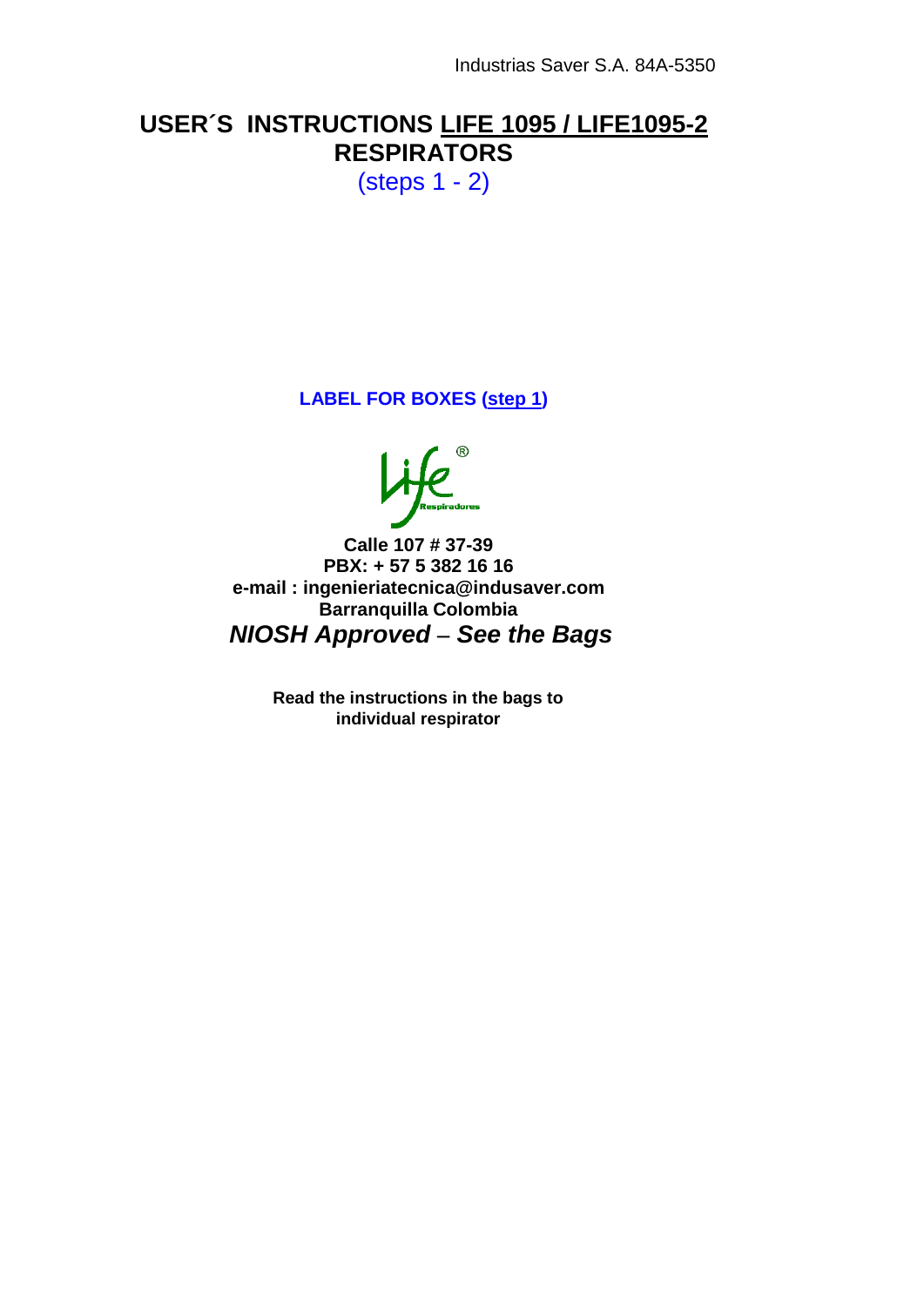Industrias Saver S.A. 84A-5350

# USER´S INSTRUCTIONS LIFE 1095 / LIFE1095-2 RESPIRATORS

(steps 1 - 2)

**LABEL FOR BOXES (step 1)**

Life® Respiradores

**Calle 107 # 37-39**
**PBX: + 57 5 382 16 16**
**e-mail : ingenieriatecnica@indusaver.com**
**Barranquilla Colombia**

***NIOSH Approved – See the Bags***

**Read the instructions in the bags to individual respirator**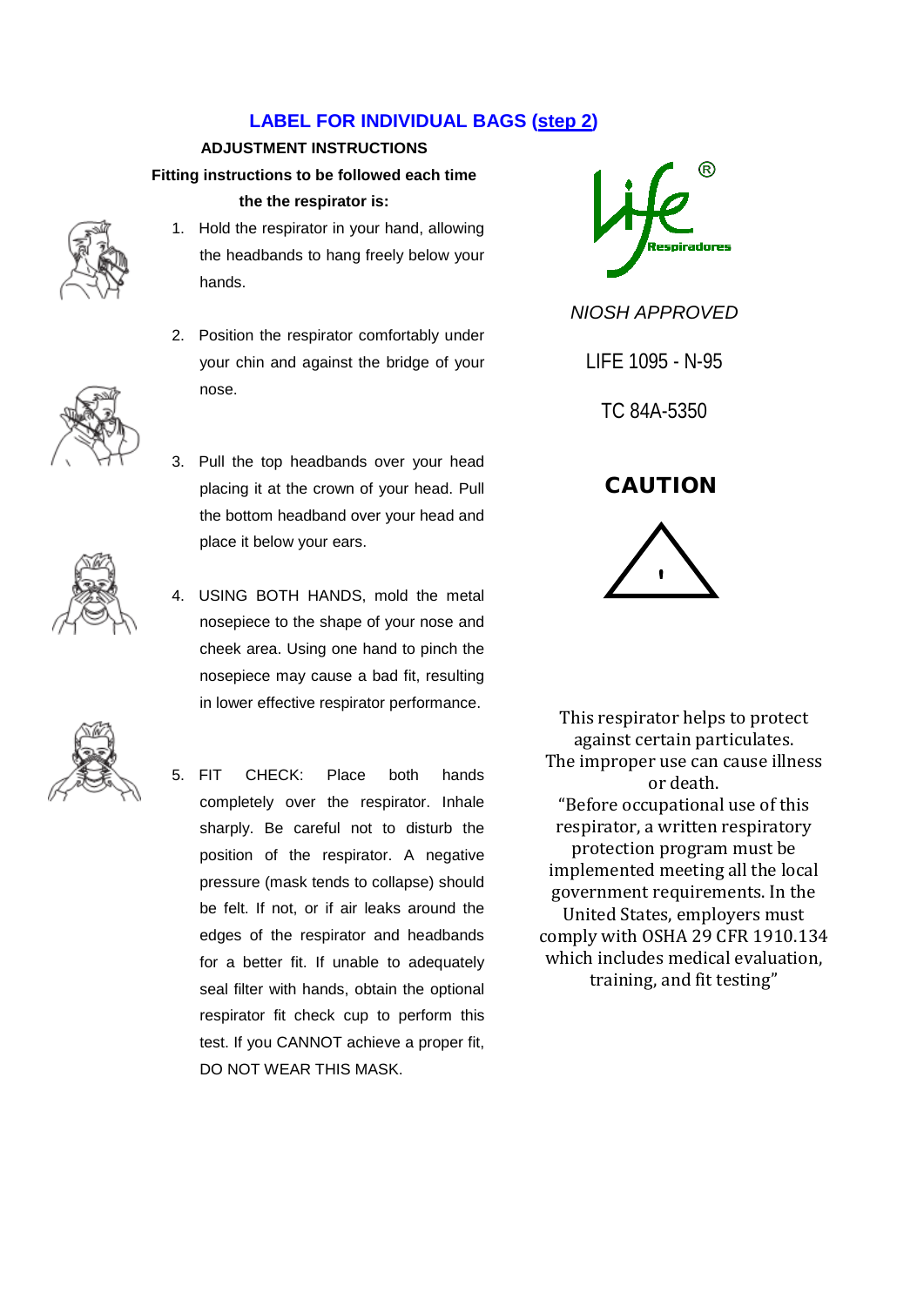## LABEL FOR INDIVIDUAL BAGS (step 2)

### ADJUSTMENT INSTRUCTIONS

**Fitting instructions to be followed each time the the respirator is:**

1. Hold the respirator in your hand, allowing the headbands to hang freely below your hands.
2. Position the respirator comfortably under your chin and against the bridge of your nose.
3. Pull the top headbands over your head placing it at the crown of your head. Pull the bottom headband over your head and place it below your ears.
4. USING BOTH HANDS, mold the metal nosepiece to the shape of your nose and cheek area. Using one hand to pinch the nosepiece may cause a bad fit, resulting in lower effective respirator performance.
5. FIT CHECK: Place both hands completely over the respirator. Inhale sharply. Be careful not to disturb the position of the respirator. A negative pressure (mask tends to collapse) should be felt. If not, or if air leaks around the edges of the respirator and headbands for a better fit. If unable to adequately seal filter with hands, obtain the optional respirator fit check cup to perform this test. If you CANNOT achieve a proper fit, DO NOT WEAR THIS MASK.

Life® Respiradores

*NIOSH APPROVED*

LIFE 1095 - N-95

TC 84A-5350

**CAUTION**

This respirator helps to protect against certain particulates.
The improper use can cause illness or death.
"Before occupational use of this respirator, a written respiratory protection program must be implemented meeting all the local government requirements. In the United States, employers must comply with OSHA 29 CFR 1910.134 which includes medical evaluation, training, and fit testing"